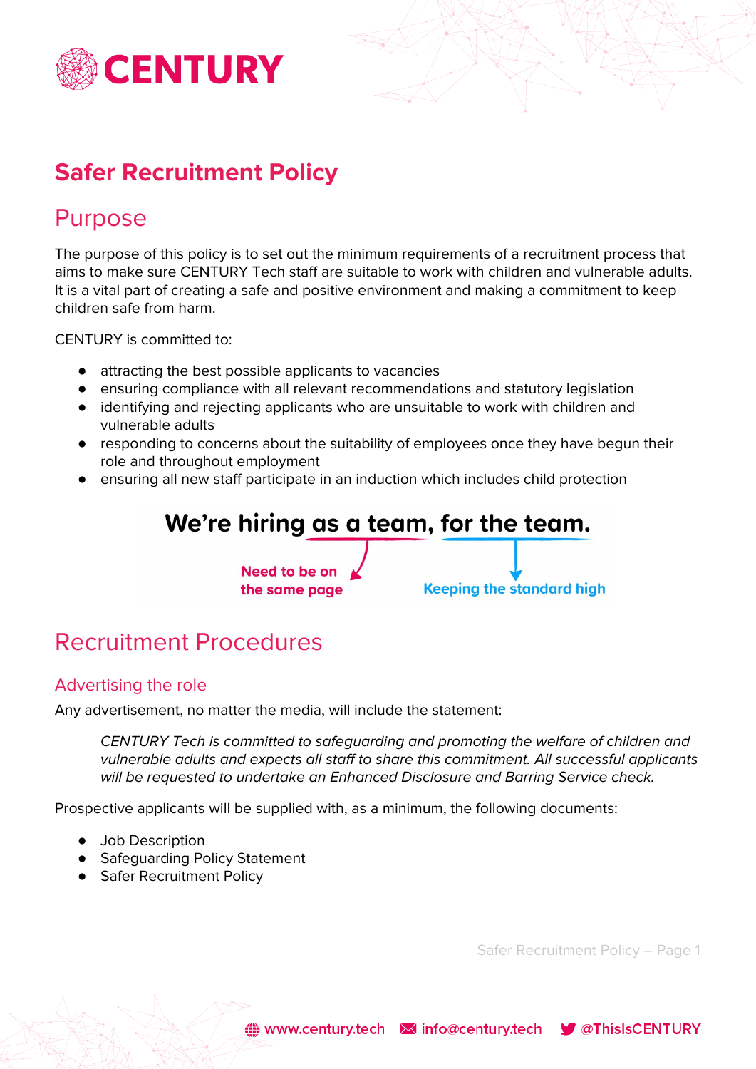# Safer Recruitment Policy

## Purpose

The purpose of this policy is to set out the minimum requirements of a recruitment process that aims to make sure CENTURY Tech staff are suitable to work with children and vulnerable adults. It is a vital part of creating a safe and positive environment and making a commitment to keep children safe from harm.

CENTURY is committed to:

- attracting the best possible applicants to vacancies
- ensuring compliance with all relevant recommendations and statutory legislation
- identifying and rejecting applicants who are unsuitable to work with children and vulnerable adults
- responding to concerns about the suitability of employees once they have begun their role and throughout employment
- ensuring all new staff participate in an induction which includes child protection

**We're hiring as a team, for the team.**

Need to be on the same page — Keeping the standard high

## Recruitment Procedures

### Advertising the role

Any advertisement, no matter the media, will include the statement:

> *CENTURY Tech is committed to safeguarding and promoting the welfare of children and vulnerable adults and expects all staff to share this commitment. All successful applicants will be requested to undertake an Enhanced Disclosure and Barring Service check.*

Prospective applicants will be supplied with, as a minimum, the following documents:

- Job Description
- Safeguarding Policy Statement
- Safer Recruitment Policy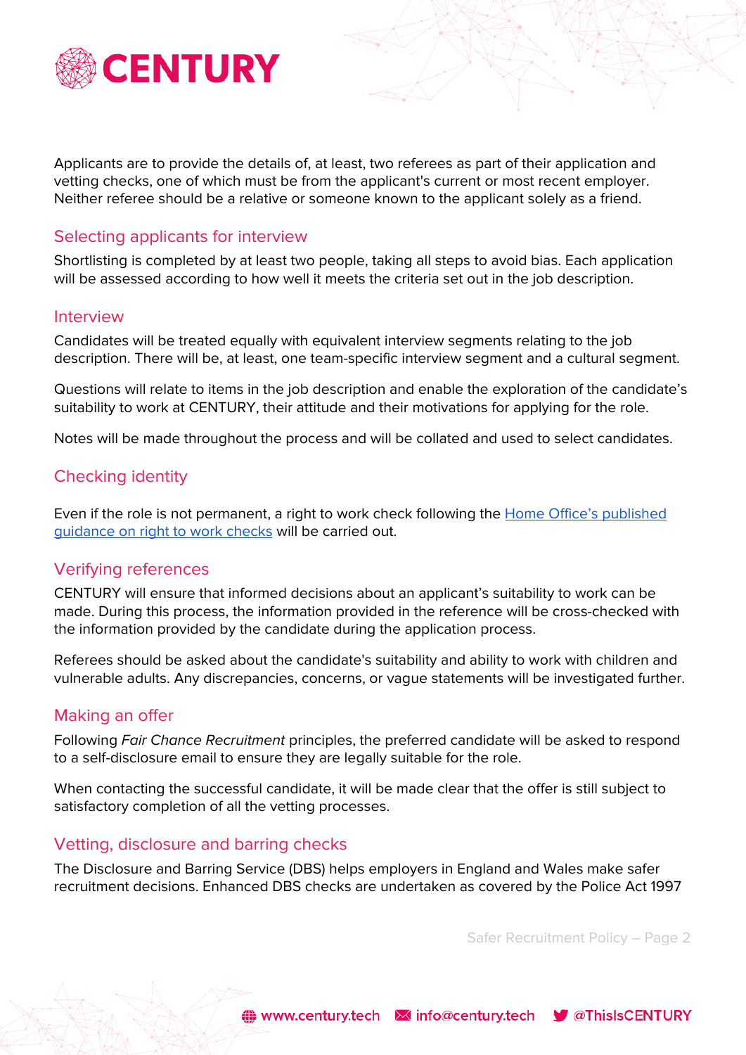Applicants are to provide the details of, at least, two referees as part of their application and vetting checks, one of which must be from the applicant's current or most recent employer. Neither referee should be a relative or someone known to the applicant solely as a friend.

## Selecting applicants for interview

Shortlisting is completed by at least two people, taking all steps to avoid bias. Each application will be assessed according to how well it meets the criteria set out in the job description.

## Interview

Candidates will be treated equally with equivalent interview segments relating to the job description. There will be, at least, one team-specific interview segment and a cultural segment.

Questions will relate to items in the job description and enable the exploration of the candidate's suitability to work at CENTURY, their attitude and their motivations for applying for the role.

Notes will be made throughout the process and will be collated and used to select candidates.

## Checking identity

Even if the role is not permanent, a right to work check following the [Home Office's published guidance on right to work checks]() will be carried out.

## Verifying references

CENTURY will ensure that informed decisions about an applicant's suitability to work can be made. During this process, the information provided in the reference will be cross-checked with the information provided by the candidate during the application process.

Referees should be asked about the candidate's suitability and ability to work with children and vulnerable adults. Any discrepancies, concerns, or vague statements will be investigated further.

## Making an offer

Following *Fair Chance Recruitment* principles, the preferred candidate will be asked to respond to a self-disclosure email to ensure they are legally suitable for the role.

When contacting the successful candidate, it will be made clear that the offer is still subject to satisfactory completion of all the vetting processes.

## Vetting, disclosure and barring checks

The Disclosure and Barring Service (DBS) helps employers in England and Wales make safer recruitment decisions. Enhanced DBS checks are undertaken as covered by the Police Act 1997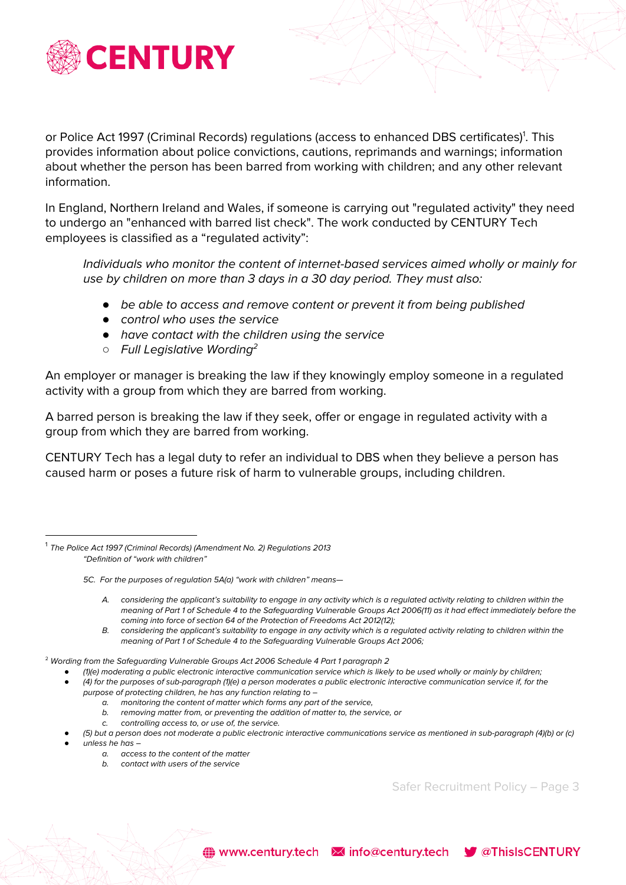or Police Act 1997 (Criminal Records) regulations (access to enhanced DBS certificates)[1]. This provides information about police convictions, cautions, reprimands and warnings; information about whether the person has been barred from working with children; and any other relevant information.

In England, Northern Ireland and Wales, if someone is carrying out "regulated activity" they need to undergo an "enhanced with barred list check". The work conducted by CENTURY Tech employees is classified as a "regulated activity":

> *Individuals who monitor the content of internet-based services aimed wholly or mainly for use by children on more than 3 days in a 30 day period. They must also:*
>
> - *be able to access and remove content or prevent it from being published*
> - *control who uses the service*
> - *have contact with the children using the service*
>     - *Full Legislative Wording*[2]

An employer or manager is breaking the law if they knowingly employ someone in a regulated activity with a group from which they are barred from working.

A barred person is breaking the law if they seek, offer or engage in regulated activity with a group from which they are barred from working.

CENTURY Tech has a legal duty to refer an individual to DBS when they believe a person has caused harm or poses a future risk of harm to vulnerable groups, including children.

---

[1] *The Police Act 1997 (Criminal Records) (Amendment No. 2) Regulations 2013*
*"Definition of "work with children"*

*5C. For the purposes of regulation 5A(a) "work with children" means—*

A. *considering the applicant's suitability to engage in any activity which is a regulated activity relating to children within the meaning of Part 1 of Schedule 4 to the Safeguarding Vulnerable Groups Act 2006(11) as it had effect immediately before the coming into force of section 64 of the Protection of Freedoms Act 2012(12);*
B. *considering the applicant's suitability to engage in any activity which is a regulated activity relating to children within the meaning of Part 1 of Schedule 4 to the Safeguarding Vulnerable Groups Act 2006;*

[2] *Wording from the Safeguarding Vulnerable Groups Act 2006 Schedule 4 Part 1 paragraph 2*

- *(1)(e) moderating a public electronic interactive communication service which is likely to be used wholly or mainly by children;*
- *(4) for the purposes of sub-paragraph (1)(e) a person moderates a public electronic interactive communication service if, for the purpose of protecting children, he has any function relating to –*
    a. *monitoring the content of matter which forms any part of the service,*
    b. *removing matter from, or preventing the addition of matter to, the service, or*
    c. *controlling access to, or use of, the service.*
- *(5) but a person does not moderate a public electronic interactive communications service as mentioned in sub-paragraph (4)(b) or (c)*
- *unless he has –*
    a. *access to the content of the matter*
    b. *contact with users of the service*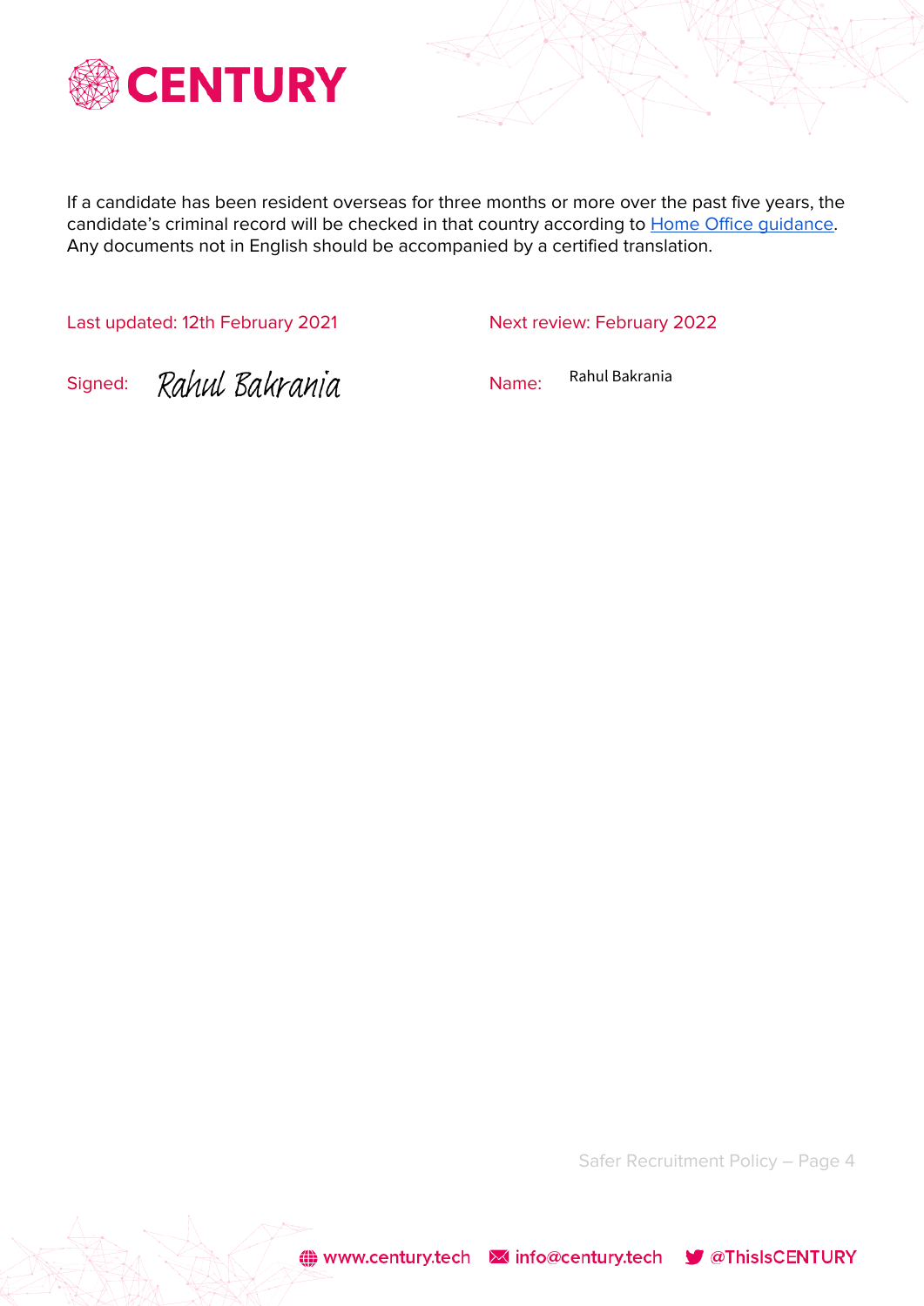If a candidate has been resident overseas for three months or more over the past five years, the candidate's criminal record will be checked in that country according to [Home Office guidance](). Any documents not in English should be accompanied by a certified translation.

Last updated: 12th February 2021

Next review: February 2022

Signed: Rahul Bakrania

Name: Rahul Bakrania